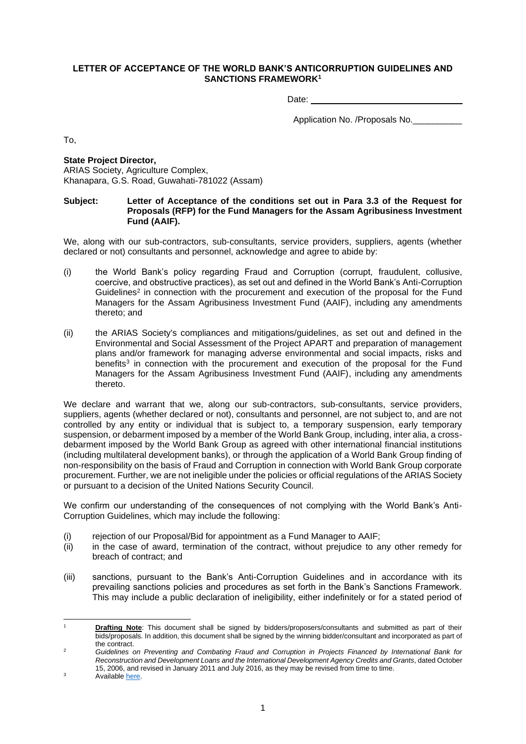**LETTER OF ACCEPTANCE OF THE WORLD BANK'S ANTICORRUPTION GUIDELINES AND SANCTIONS FRAMEWORK**[1]

Date: ______________________________

Application No. /Proposals No.__________

To,

**State Project Director,**
ARIAS Society, Agriculture Complex,
Khanapara, G.S. Road, Guwahati-781022 (Assam)

**Subject: Letter of Acceptance of the conditions set out in Para 3.3 of the Request for Proposals (RFP) for the Fund Managers for the Assam Agribusiness Investment Fund (AAIF).**

We, along with our sub-contractors, sub-consultants, service providers, suppliers, agents (whether declared or not) consultants and personnel, acknowledge and agree to abide by:

(i) the World Bank's policy regarding Fraud and Corruption (corrupt, fraudulent, collusive, coercive, and obstructive practices), as set out and defined in the World Bank's Anti-Corruption Guidelines[2] in connection with the procurement and execution of the proposal for the Fund Managers for the Assam Agribusiness Investment Fund (AAIF), including any amendments thereto; and

(ii) the ARIAS Society's compliances and mitigations/guidelines, as set out and defined in the Environmental and Social Assessment of the Project APART and preparation of management plans and/or framework for managing adverse environmental and social impacts, risks and benefits[3] in connection with the procurement and execution of the proposal for the Fund Managers for the Assam Agribusiness Investment Fund (AAIF), including any amendments thereto.

We declare and warrant that we, along our sub-contractors, sub-consultants, service providers, suppliers, agents (whether declared or not), consultants and personnel, are not subject to, and are not controlled by any entity or individual that is subject to, a temporary suspension, early temporary suspension, or debarment imposed by a member of the World Bank Group, including, inter alia, a cross-debarment imposed by the World Bank Group as agreed with other international financial institutions (including multilateral development banks), or through the application of a World Bank Group finding of non-responsibility on the basis of Fraud and Corruption in connection with World Bank Group corporate procurement. Further, we are not ineligible under the policies or official regulations of the ARIAS Society or pursuant to a decision of the United Nations Security Council.

We confirm our understanding of the consequences of not complying with the World Bank's Anti-Corruption Guidelines, which may include the following:

(i) rejection of our Proposal/Bid for appointment as a Fund Manager to AAIF;

(ii) in the case of award, termination of the contract, without prejudice to any other remedy for breach of contract; and

(iii) sanctions, pursuant to the Bank's Anti-Corruption Guidelines and in accordance with its prevailing sanctions policies and procedures as set forth in the Bank's Sanctions Framework. This may include a public declaration of ineligibility, either indefinitely or for a stated period of

---

[1] **Drafting Note**: This document shall be signed by bidders/proposers/consultants and submitted as part of their bids/proposals. In addition, this document shall be signed by the winning bidder/consultant and incorporated as part of the contract.

[2] *Guidelines on Preventing and Combating Fraud and Corruption in Projects Financed by International Bank for Reconstruction and Development Loans and the International Development Agency Credits and Grants*, dated October 15, 2006, and revised in January 2011 and July 2016, as they may be revised from time to time.

[3] Available here.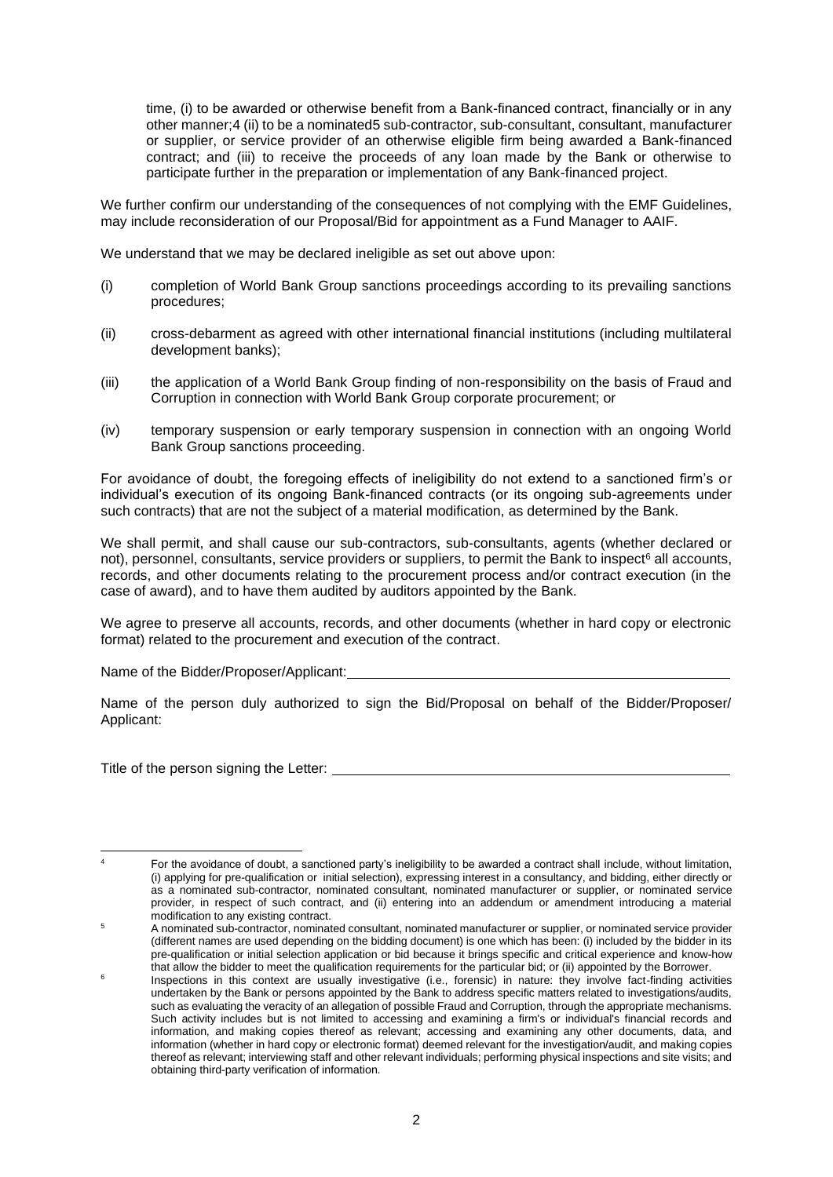time, (i) to be awarded or otherwise benefit from a Bank-financed contract, financially or in any other manner;4 (ii) to be a nominated5 sub-contractor, sub-consultant, consultant, manufacturer or supplier, or service provider of an otherwise eligible firm being awarded a Bank-financed contract; and (iii) to receive the proceeds of any loan made by the Bank or otherwise to participate further in the preparation or implementation of any Bank-financed project.

We further confirm our understanding of the consequences of not complying with the EMF Guidelines, may include reconsideration of our Proposal/Bid for appointment as a Fund Manager to AAIF.

We understand that we may be declared ineligible as set out above upon:

(i) completion of World Bank Group sanctions proceedings according to its prevailing sanctions procedures;

(ii) cross-debarment as agreed with other international financial institutions (including multilateral development banks);

(iii) the application of a World Bank Group finding of non-responsibility on the basis of Fraud and Corruption in connection with World Bank Group corporate procurement; or

(iv) temporary suspension or early temporary suspension in connection with an ongoing World Bank Group sanctions proceeding.

For avoidance of doubt, the foregoing effects of ineligibility do not extend to a sanctioned firm's or individual's execution of its ongoing Bank-financed contracts (or its ongoing sub-agreements under such contracts) that are not the subject of a material modification, as determined by the Bank.

We shall permit, and shall cause our sub-contractors, sub-consultants, agents (whether declared or not), personnel, consultants, service providers or suppliers, to permit the Bank to inspect[6] all accounts, records, and other documents relating to the procurement process and/or contract execution (in the case of award), and to have them audited by auditors appointed by the Bank.

We agree to preserve all accounts, records, and other documents (whether in hard copy or electronic format) related to the procurement and execution of the contract.

Name of the Bidder/Proposer/Applicant: ______________________________

Name of the person duly authorized to sign the Bid/Proposal on behalf of the Bidder/Proposer/ Applicant:

Title of the person signing the Letter: ______________________________

---

[4] For the avoidance of doubt, a sanctioned party's ineligibility to be awarded a contract shall include, without limitation, (i) applying for pre-qualification or initial selection), expressing interest in a consultancy, and bidding, either directly or as a nominated sub-contractor, nominated consultant, nominated manufacturer or supplier, or nominated service provider, in respect of such contract, and (ii) entering into an addendum or amendment introducing a material modification to any existing contract.

[5] A nominated sub-contractor, nominated consultant, nominated manufacturer or supplier, or nominated service provider (different names are used depending on the bidding document) is one which has been: (i) included by the bidder in its pre-qualification or initial selection application or bid because it brings specific and critical experience and know-how that allow the bidder to meet the qualification requirements for the particular bid; or (ii) appointed by the Borrower.

[6] Inspections in this context are usually investigative (i.e., forensic) in nature: they involve fact-finding activities undertaken by the Bank or persons appointed by the Bank to address specific matters related to investigations/audits, such as evaluating the veracity of an allegation of possible Fraud and Corruption, through the appropriate mechanisms. Such activity includes but is not limited to accessing and examining a firm's or individual's financial records and information, and making copies thereof as relevant; accessing and examining any other documents, data, and information (whether in hard copy or electronic format) deemed relevant for the investigation/audit, and making copies thereof as relevant; interviewing staff and other relevant individuals; performing physical inspections and site visits; and obtaining third-party verification of information.